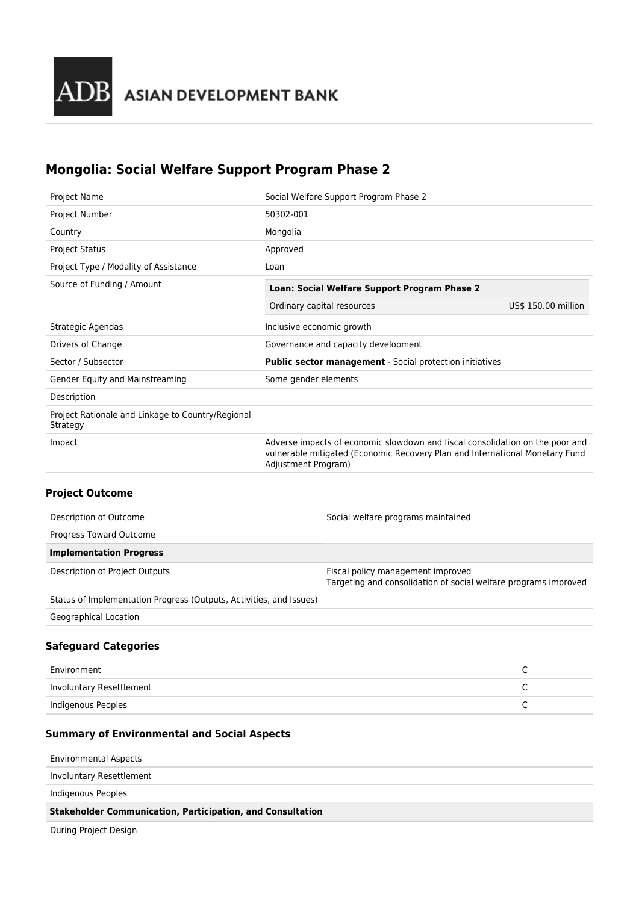ADB ASIAN DEVELOPMENT BANK

# Mongolia: Social Welfare Support Program Phase 2

| | |
|---|---|
| Project Name | Social Welfare Support Program Phase 2 |
| Project Number | 50302-001 |
| Country | Mongolia |
| Project Status | Approved |
| Project Type / Modality of Assistance | Loan |
| Source of Funding / Amount | **Loan: Social Welfare Support Program Phase 2**<br>Ordinary capital resources US$ 150.00 million |
| Strategic Agendas | Inclusive economic growth |
| Drivers of Change | Governance and capacity development |
| Sector / Subsector | **Public sector management** - Social protection initiatives |
| Gender Equity and Mainstreaming | Some gender elements |
| Description | |
| Project Rationale and Linkage to Country/Regional Strategy | |
| Impact | Adverse impacts of economic slowdown and fiscal consolidation on the poor and vulnerable mitigated (Economic Recovery Plan and International Monetary Fund Adjustment Program) |

### Project Outcome

| | |
|---|---|
| Description of Outcome | Social welfare programs maintained |
| Progress Toward Outcome | |
| **Implementation Progress** | |
| Description of Project Outputs | Fiscal policy management improved<br>Targeting and consolidation of social welfare programs improved |
| Status of Implementation Progress (Outputs, Activities, and Issues) | |
| Geographical Location | |

### Safeguard Categories

| | |
|---|---|
| Environment | C |
| Involuntary Resettlement | C |
| Indigenous Peoples | C |

### Summary of Environmental and Social Aspects

| |
|---|
| Environmental Aspects |
| Involuntary Resettlement |
| Indigenous Peoples |
| **Stakeholder Communication, Participation, and Consultation** |
| During Project Design |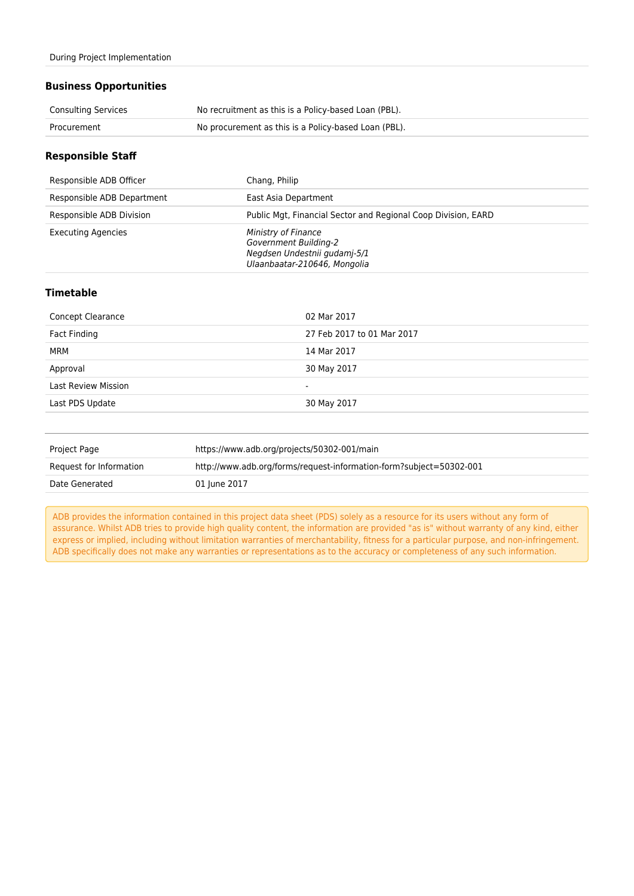During Project Implementation

## Business Opportunities

| | |
|---|---|
| Consulting Services | No recruitment as this is a Policy-based Loan (PBL). |
| Procurement | No procurement as this is a Policy-based Loan (PBL). |

## Responsible Staff

| | |
|---|---|
| Responsible ADB Officer | Chang, Philip |
| Responsible ADB Department | East Asia Department |
| Responsible ADB Division | Public Mgt, Financial Sector and Regional Coop Division, EARD |
| Executing Agencies | *Ministry of Finance*<br>*Government Building-2*<br>*Negdsen Undestnii gudamj-5/1*<br>*Ulaanbaatar-210646, Mongolia* |

## Timetable

| | |
|---|---|
| Concept Clearance | 02 Mar 2017 |
| Fact Finding | 27 Feb 2017 to 01 Mar 2017 |
| MRM | 14 Mar 2017 |
| Approval | 30 May 2017 |
| Last Review Mission | - |
| Last PDS Update | 30 May 2017 |

| | |
|---|---|
| Project Page | https://www.adb.org/projects/50302-001/main |
| Request for Information | http://www.adb.org/forms/request-information-form?subject=50302-001 |
| Date Generated | 01 June 2017 |

ADB provides the information contained in this project data sheet (PDS) solely as a resource for its users without any form of assurance. Whilst ADB tries to provide high quality content, the information are provided "as is" without warranty of any kind, either express or implied, including without limitation warranties of merchantability, fitness for a particular purpose, and non-infringement. ADB specifically does not make any warranties or representations as to the accuracy or completeness of any such information.